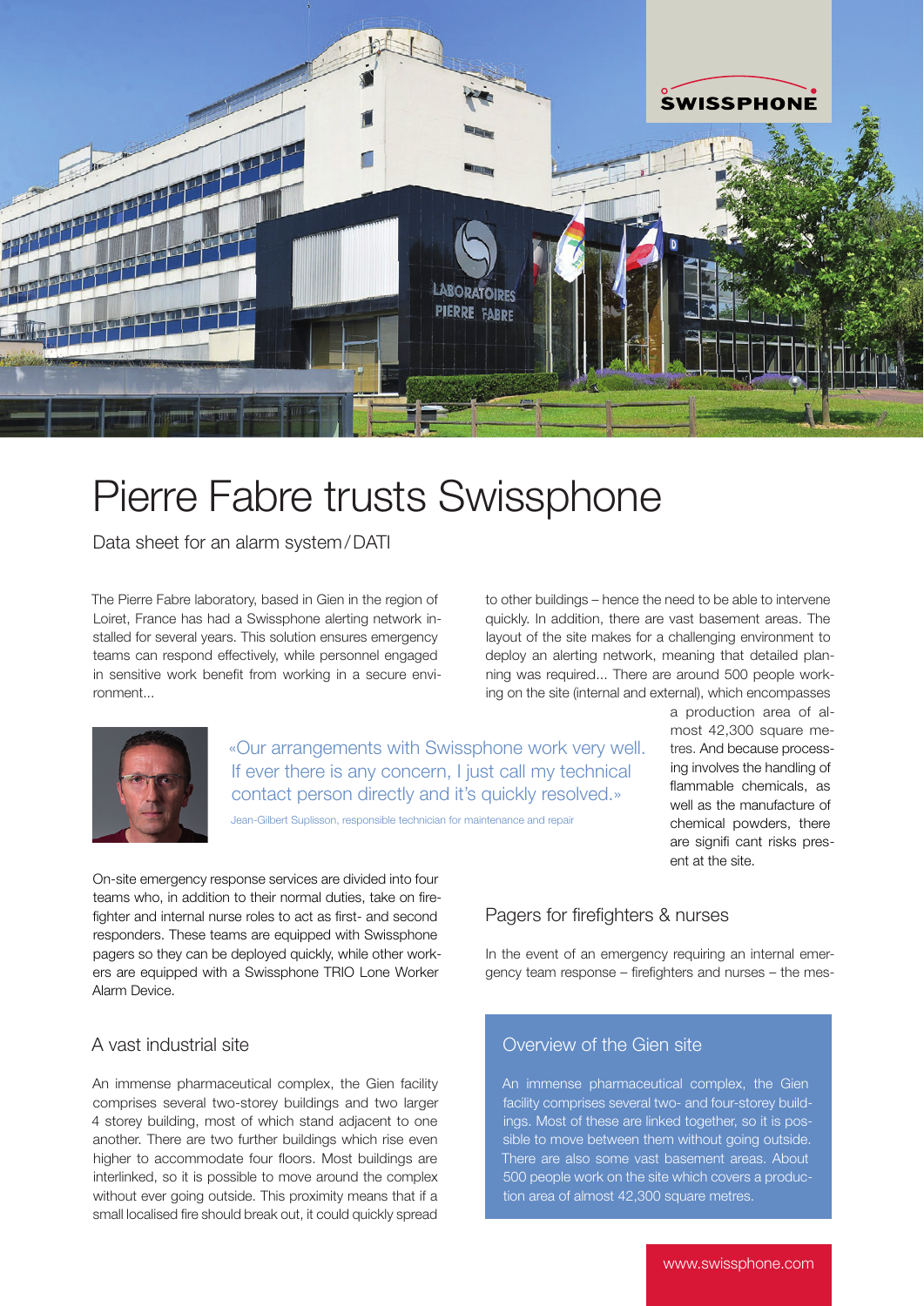# Pierre Fabre trusts Swissphone

Data sheet for an alarm system / DATI

The Pierre Fabre laboratory, based in Gien in the region of Loiret, France has had a Swissphone alerting network installed for several years. This solution ensures emergency teams can respond effectively, while personnel engaged in sensitive work benefit from working in a secure environment...

«Our arrangements with Swissphone work very well. If ever there is any concern, I just call my technical contact person directly and it's quickly resolved.»

Jean-Gilbert Suplisson, responsible technician for maintenance and repair

On-site emergency response services are divided into four teams who, in addition to their normal duties, take on firefighter and internal nurse roles to act as first- and second responders. These teams are equipped with Swissphone pagers so they can be deployed quickly, while other workers are equipped with a Swissphone TRIO Lone Worker Alarm Device.

## A vast industrial site

An immense pharmaceutical complex, the Gien facility comprises several two-storey buildings and two larger 4 storey building, most of which stand adjacent to one another. There are two further buildings which rise even higher to accommodate four floors. Most buildings are interlinked, so it is possible to move around the complex without ever going outside. This proximity means that if a small localised fire should break out, it could quickly spread to other buildings – hence the need to be able to intervene quickly. In addition, there are vast basement areas. The layout of the site makes for a challenging environment to deploy an alerting network, meaning that detailed planning was required... There are around 500 people working on the site (internal and external), which encompasses a production area of almost 42,300 square metres. And because processing involves the handling of flammable chemicals, as well as the manufacture of chemical powders, there are signifi cant risks present at the site.

## Pagers for firefighters & nurses

In the event of an emergency requiring an internal emergency team response – firefighters and nurses – the mes-

### Overview of the Gien site

An immense pharmaceutical complex, the Gien facility comprises several two- and four-storey buildings. Most of these are linked together, so it is possible to move between them without going outside. There are also some vast basement areas. About 500 people work on the site which covers a production area of almost 42,300 square metres.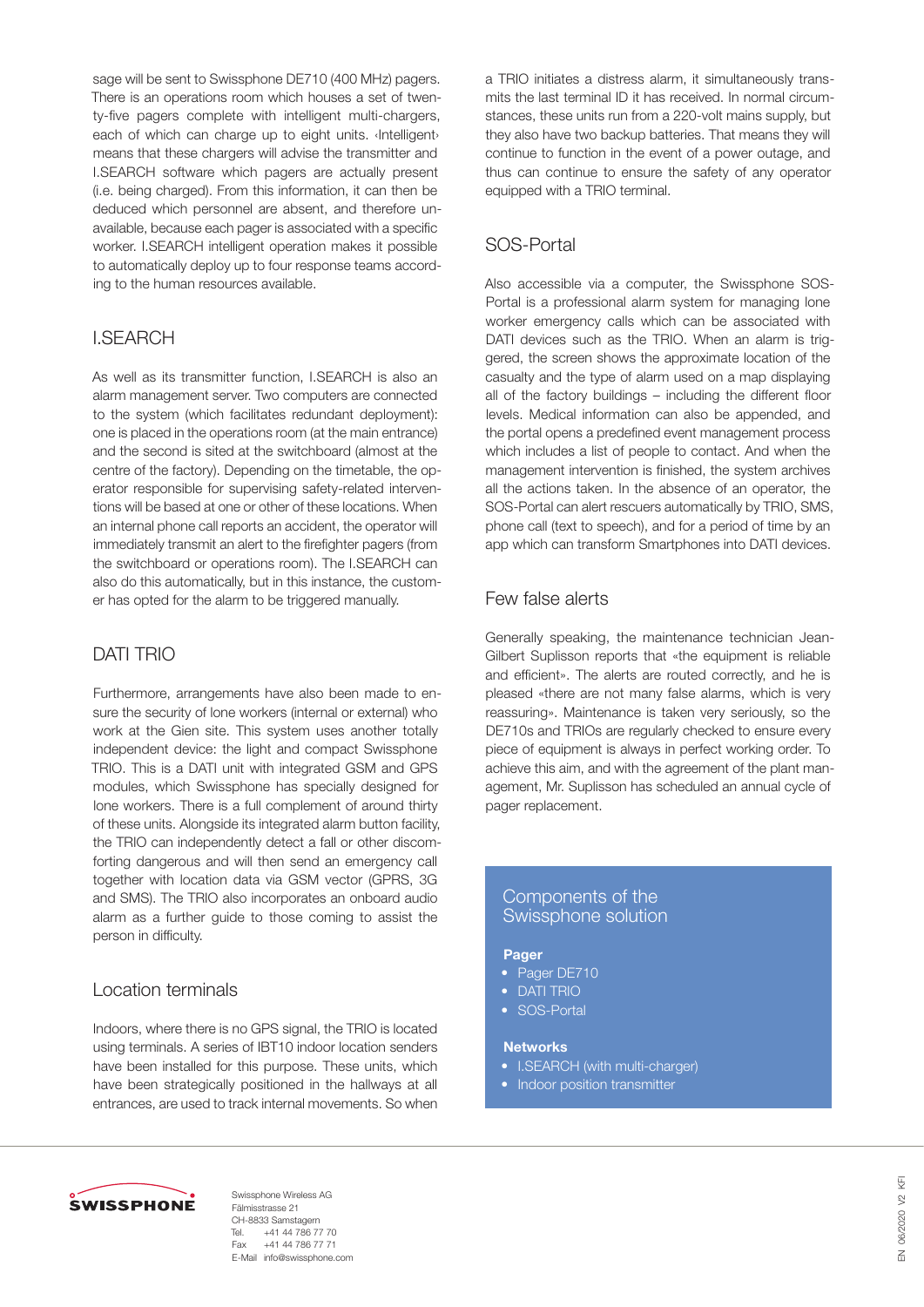sage will be sent to Swissphone DE710 (400 MHz) pagers. There is an operations room which houses a set of twenty-five pagers complete with intelligent multi-chargers, each of which can charge up to eight units. ‹Intelligent› means that these chargers will advise the transmitter and I.SEARCH software which pagers are actually present (i.e. being charged). From this information, it can then be deduced which personnel are absent, and therefore unavailable, because each pager is associated with a specific worker. I.SEARCH intelligent operation makes it possible to automatically deploy up to four response teams according to the human resources available.

## I.SEARCH

As well as its transmitter function, I.SEARCH is also an alarm management server. Two computers are connected to the system (which facilitates redundant deployment): one is placed in the operations room (at the main entrance) and the second is sited at the switchboard (almost at the centre of the factory). Depending on the timetable, the operator responsible for supervising safety-related interventions will be based at one or other of these locations. When an internal phone call reports an accident, the operator will immediately transmit an alert to the firefighter pagers (from the switchboard or operations room). The I.SEARCH can also do this automatically, but in this instance, the customer has opted for the alarm to be triggered manually.

## DATI TRIO

Furthermore, arrangements have also been made to ensure the security of lone workers (internal or external) who work at the Gien site. This system uses another totally independent device: the light and compact Swissphone TRIO. This is a DATI unit with integrated GSM and GPS modules, which Swissphone has specially designed for lone workers. There is a full complement of around thirty of these units. Alongside its integrated alarm button facility, the TRIO can independently detect a fall or other discomforting dangerous and will then send an emergency call together with location data via GSM vector (GPRS, 3G and SMS). The TRIO also incorporates an onboard audio alarm as a further guide to those coming to assist the person in difficulty.

## Location terminals

Indoors, where there is no GPS signal, the TRIO is located using terminals. A series of IBT10 indoor location senders have been installed for this purpose. These units, which have been strategically positioned in the hallways at all entrances, are used to track internal movements. So when a TRIO initiates a distress alarm, it simultaneously transmits the last terminal ID it has received. In normal circumstances, these units run from a 220-volt mains supply, but they also have two backup batteries. That means they will continue to function in the event of a power outage, and thus can continue to ensure the safety of any operator equipped with a TRIO terminal.

## SOS-Portal

Also accessible via a computer, the Swissphone SOS-Portal is a professional alarm system for managing lone worker emergency calls which can be associated with DATI devices such as the TRIO. When an alarm is triggered, the screen shows the approximate location of the casualty and the type of alarm used on a map displaying all of the factory buildings – including the different floor levels. Medical information can also be appended, and the portal opens a predefined event management process which includes a list of people to contact. And when the management intervention is finished, the system archives all the actions taken. In the absence of an operator, the SOS-Portal can alert rescuers automatically by TRIO, SMS, phone call (text to speech), and for a period of time by an app which can transform Smartphones into DATI devices.

## Few false alerts

Generally speaking, the maintenance technician Jean-Gilbert Suplisson reports that «the equipment is reliable and efficient». The alerts are routed correctly, and he is pleased «there are not many false alarms, which is very reassuring». Maintenance is taken very seriously, so the DE710s and TRIOs are regularly checked to ensure every piece of equipment is always in perfect working order. To achieve this aim, and with the agreement of the plant management, Mr. Suplisson has scheduled an annual cycle of pager replacement.

## Components of the Swissphone solution

**Pager**
- Pager DE710
- DATI TRIO
- SOS-Portal

**Networks**
- I.SEARCH (with multi-charger)
- Indoor position transmitter

SWISSPHONE

Swissphone Wireless AG
Fälmisstrasse 21
CH-8833 Samstagern
Tel. +41 44 786 77 70
Fax +41 44 786 77 71
E-Mail info@swissphone.com

EN 06/2020 V2 KFI